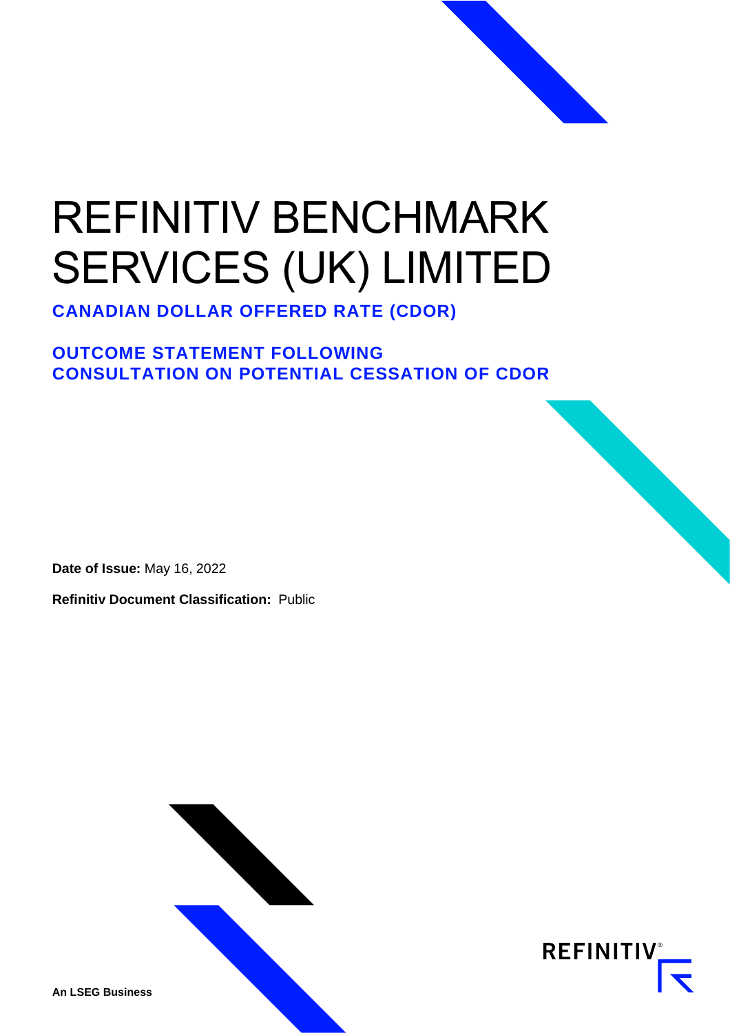# REFINITIV BENCHMARK SERVICES (UK) LIMITED

## CANADIAN DOLLAR OFFERED RATE (CDOR)

## OUTCOME STATEMENT FOLLOWING CONSULTATION ON POTENTIAL CESSATION OF CDOR

**Date of Issue:** May 16, 2022

**Refinitiv Document Classification:** Public

**An LSEG Business**

REFINITIV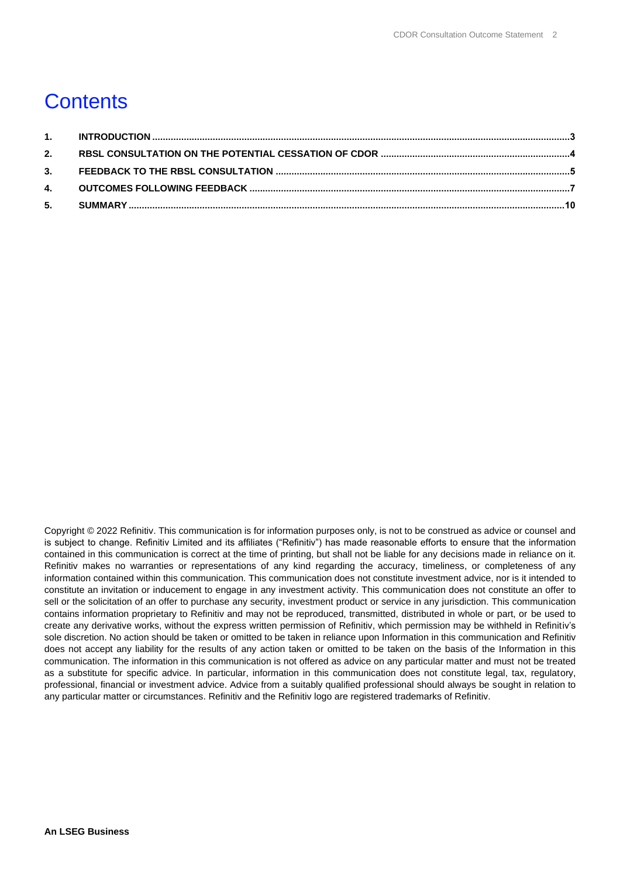# Contents

1. **INTRODUCTION** ..... 3
2. **RBSL CONSULTATION ON THE POTENTIAL CESSATION OF CDOR** ..... 4
3. **FEEDBACK TO THE RBSL CONSULTATION** ..... 5
4. **OUTCOMES FOLLOWING FEEDBACK** ..... 7
5. **SUMMARY** ..... 10

Copyright © 2022 Refinitiv. This communication is for information purposes only, is not to be construed as advice or counsel and is subject to change. Refinitiv Limited and its affiliates ("Refinitiv") has made reasonable efforts to ensure that the information contained in this communication is correct at the time of printing, but shall not be liable for any decisions made in reliance on it. Refinitiv makes no warranties or representations of any kind regarding the accuracy, timeliness, or completeness of any information contained within this communication. This communication does not constitute investment advice, nor is it intended to constitute an invitation or inducement to engage in any investment activity. This communication does not constitute an offer to sell or the solicitation of an offer to purchase any security, investment product or service in any jurisdiction. This communication contains information proprietary to Refinitiv and may not be reproduced, transmitted, distributed in whole or part, or be used to create any derivative works, without the express written permission of Refinitiv, which permission may be withheld in Refinitiv's sole discretion. No action should be taken or omitted to be taken in reliance upon Information in this communication and Refinitiv does not accept any liability for the results of any action taken or omitted to be taken on the basis of the Information in this communication. The information in this communication is not offered as advice on any particular matter and must not be treated as a substitute for specific advice. In particular, information in this communication does not constitute legal, tax, regulatory, professional, financial or investment advice. Advice from a suitably qualified professional should always be sought in relation to any particular matter or circumstances. Refinitiv and the Refinitiv logo are registered trademarks of Refinitiv.

**An LSEG Business**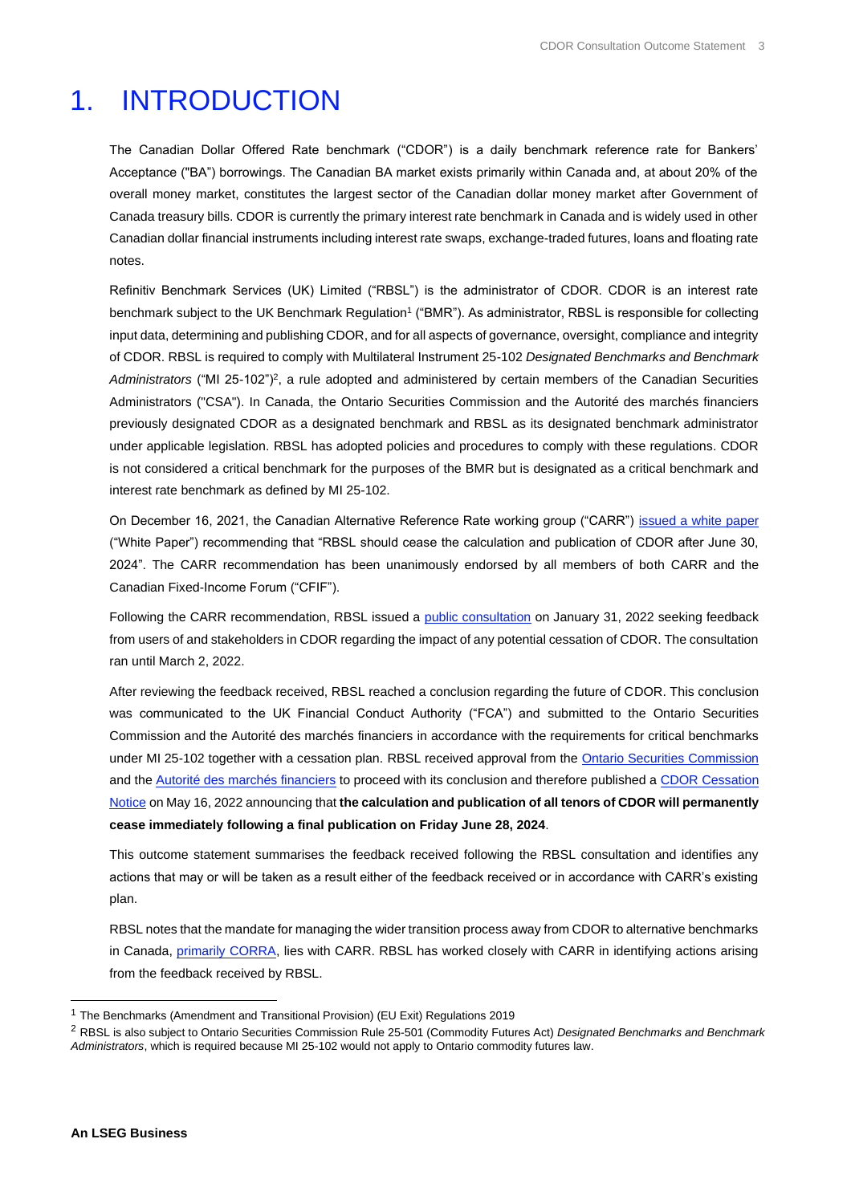# 1. INTRODUCTION

The Canadian Dollar Offered Rate benchmark ("CDOR") is a daily benchmark reference rate for Bankers' Acceptance ("BA") borrowings. The Canadian BA market exists primarily within Canada and, at about 20% of the overall money market, constitutes the largest sector of the Canadian dollar money market after Government of Canada treasury bills. CDOR is currently the primary interest rate benchmark in Canada and is widely used in other Canadian dollar financial instruments including interest rate swaps, exchange-traded futures, loans and floating rate notes.

Refinitiv Benchmark Services (UK) Limited ("RBSL") is the administrator of CDOR. CDOR is an interest rate benchmark subject to the UK Benchmark Regulation[1] ("BMR"). As administrator, RBSL is responsible for collecting input data, determining and publishing CDOR, and for all aspects of governance, oversight, compliance and integrity of CDOR. RBSL is required to comply with Multilateral Instrument 25-102 *Designated Benchmarks and Benchmark Administrators* ("MI 25-102")[2], a rule adopted and administered by certain members of the Canadian Securities Administrators ("CSA"). In Canada, the Ontario Securities Commission and the Autorité des marchés financiers previously designated CDOR as a designated benchmark and RBSL as its designated benchmark administrator under applicable legislation. RBSL has adopted policies and procedures to comply with these regulations. CDOR is not considered a critical benchmark for the purposes of the BMR but is designated as a critical benchmark and interest rate benchmark as defined by MI 25-102.

On December 16, 2021, the Canadian Alternative Reference Rate working group ("CARR") issued a white paper ("White Paper") recommending that "RBSL should cease the calculation and publication of CDOR after June 30, 2024". The CARR recommendation has been unanimously endorsed by all members of both CARR and the Canadian Fixed-Income Forum ("CFIF").

Following the CARR recommendation, RBSL issued a public consultation on January 31, 2022 seeking feedback from users of and stakeholders in CDOR regarding the impact of any potential cessation of CDOR. The consultation ran until March 2, 2022.

After reviewing the feedback received, RBSL reached a conclusion regarding the future of CDOR. This conclusion was communicated to the UK Financial Conduct Authority ("FCA") and submitted to the Ontario Securities Commission and the Autorité des marchés financiers in accordance with the requirements for critical benchmarks under MI 25-102 together with a cessation plan. RBSL received approval from the Ontario Securities Commission and the Autorité des marchés financiers to proceed with its conclusion and therefore published a CDOR Cessation Notice on May 16, 2022 announcing that **the calculation and publication of all tenors of CDOR will permanently cease immediately following a final publication on Friday June 28, 2024**.

This outcome statement summarises the feedback received following the RBSL consultation and identifies any actions that may or will be taken as a result either of the feedback received or in accordance with CARR's existing plan.

RBSL notes that the mandate for managing the wider transition process away from CDOR to alternative benchmarks in Canada, primarily CORRA, lies with CARR. RBSL has worked closely with CARR in identifying actions arising from the feedback received by RBSL.

---

[1] The Benchmarks (Amendment and Transitional Provision) (EU Exit) Regulations 2019

[2] RBSL is also subject to Ontario Securities Commission Rule 25-501 (Commodity Futures Act) *Designated Benchmarks and Benchmark Administrators*, which is required because MI 25-102 would not apply to Ontario commodity futures law.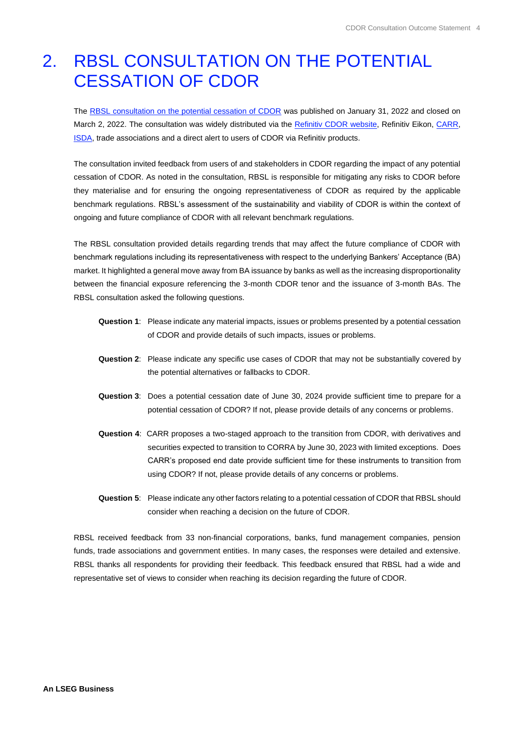# 2. RBSL CONSULTATION ON THE POTENTIAL CESSATION OF CDOR

The RBSL consultation on the potential cessation of CDOR was published on January 31, 2022 and closed on March 2, 2022. The consultation was widely distributed via the Refinitiv CDOR website, Refinitiv Eikon, CARR, ISDA, trade associations and a direct alert to users of CDOR via Refinitiv products.

The consultation invited feedback from users of and stakeholders in CDOR regarding the impact of any potential cessation of CDOR. As noted in the consultation, RBSL is responsible for mitigating any risks to CDOR before they materialise and for ensuring the ongoing representativeness of CDOR as required by the applicable benchmark regulations. RBSL's assessment of the sustainability and viability of CDOR is within the context of ongoing and future compliance of CDOR with all relevant benchmark regulations.

The RBSL consultation provided details regarding trends that may affect the future compliance of CDOR with benchmark regulations including its representativeness with respect to the underlying Bankers' Acceptance (BA) market. It highlighted a general move away from BA issuance by banks as well as the increasing disproportionality between the financial exposure referencing the 3-month CDOR tenor and the issuance of 3-month BAs. The RBSL consultation asked the following questions.

**Question 1**: Please indicate any material impacts, issues or problems presented by a potential cessation of CDOR and provide details of such impacts, issues or problems.

**Question 2**: Please indicate any specific use cases of CDOR that may not be substantially covered by the potential alternatives or fallbacks to CDOR.

**Question 3**: Does a potential cessation date of June 30, 2024 provide sufficient time to prepare for a potential cessation of CDOR? If not, please provide details of any concerns or problems.

**Question 4**: CARR proposes a two-staged approach to the transition from CDOR, with derivatives and securities expected to transition to CORRA by June 30, 2023 with limited exceptions. Does CARR's proposed end date provide sufficient time for these instruments to transition from using CDOR? If not, please provide details of any concerns or problems.

**Question 5**: Please indicate any other factors relating to a potential cessation of CDOR that RBSL should consider when reaching a decision on the future of CDOR.

RBSL received feedback from 33 non-financial corporations, banks, fund management companies, pension funds, trade associations and government entities. In many cases, the responses were detailed and extensive. RBSL thanks all respondents for providing their feedback. This feedback ensured that RBSL had a wide and representative set of views to consider when reaching its decision regarding the future of CDOR.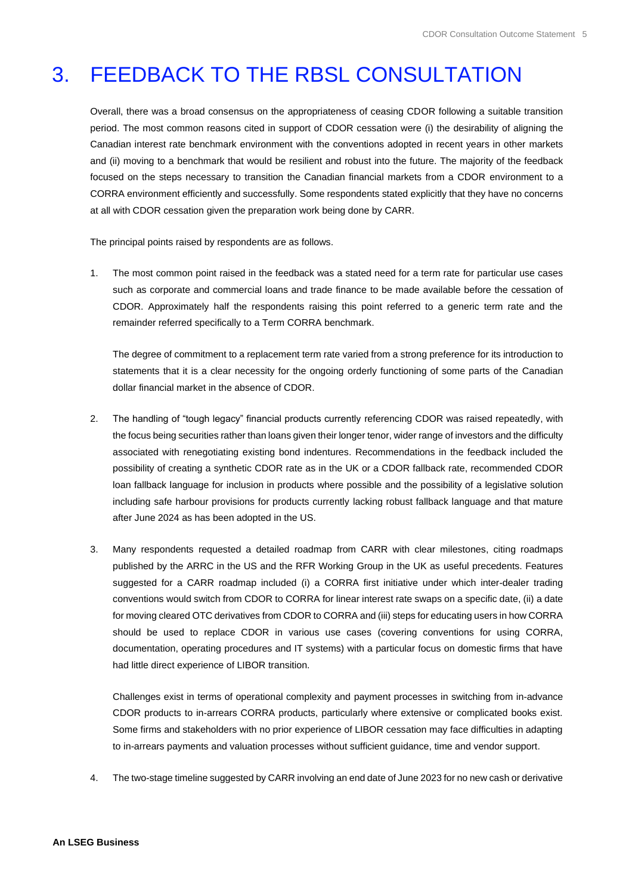# 3. FEEDBACK TO THE RBSL CONSULTATION

Overall, there was a broad consensus on the appropriateness of ceasing CDOR following a suitable transition period. The most common reasons cited in support of CDOR cessation were (i) the desirability of aligning the Canadian interest rate benchmark environment with the conventions adopted in recent years in other markets and (ii) moving to a benchmark that would be resilient and robust into the future. The majority of the feedback focused on the steps necessary to transition the Canadian financial markets from a CDOR environment to a CORRA environment efficiently and successfully. Some respondents stated explicitly that they have no concerns at all with CDOR cessation given the preparation work being done by CARR.

The principal points raised by respondents are as follows.

1. The most common point raised in the feedback was a stated need for a term rate for particular use cases such as corporate and commercial loans and trade finance to be made available before the cessation of CDOR. Approximately half the respondents raising this point referred to a generic term rate and the remainder referred specifically to a Term CORRA benchmark.

   The degree of commitment to a replacement term rate varied from a strong preference for its introduction to statements that it is a clear necessity for the ongoing orderly functioning of some parts of the Canadian dollar financial market in the absence of CDOR.

2. The handling of "tough legacy" financial products currently referencing CDOR was raised repeatedly, with the focus being securities rather than loans given their longer tenor, wider range of investors and the difficulty associated with renegotiating existing bond indentures. Recommendations in the feedback included the possibility of creating a synthetic CDOR rate as in the UK or a CDOR fallback rate, recommended CDOR loan fallback language for inclusion in products where possible and the possibility of a legislative solution including safe harbour provisions for products currently lacking robust fallback language and that mature after June 2024 as has been adopted in the US.

3. Many respondents requested a detailed roadmap from CARR with clear milestones, citing roadmaps published by the ARRC in the US and the RFR Working Group in the UK as useful precedents. Features suggested for a CARR roadmap included (i) a CORRA first initiative under which inter-dealer trading conventions would switch from CDOR to CORRA for linear interest rate swaps on a specific date, (ii) a date for moving cleared OTC derivatives from CDOR to CORRA and (iii) steps for educating users in how CORRA should be used to replace CDOR in various use cases (covering conventions for using CORRA, documentation, operating procedures and IT systems) with a particular focus on domestic firms that have had little direct experience of LIBOR transition.

   Challenges exist in terms of operational complexity and payment processes in switching from in-advance CDOR products to in-arrears CORRA products, particularly where extensive or complicated books exist. Some firms and stakeholders with no prior experience of LIBOR cessation may face difficulties in adapting to in-arrears payments and valuation processes without sufficient guidance, time and vendor support.

4. The two-stage timeline suggested by CARR involving an end date of June 2023 for no new cash or derivative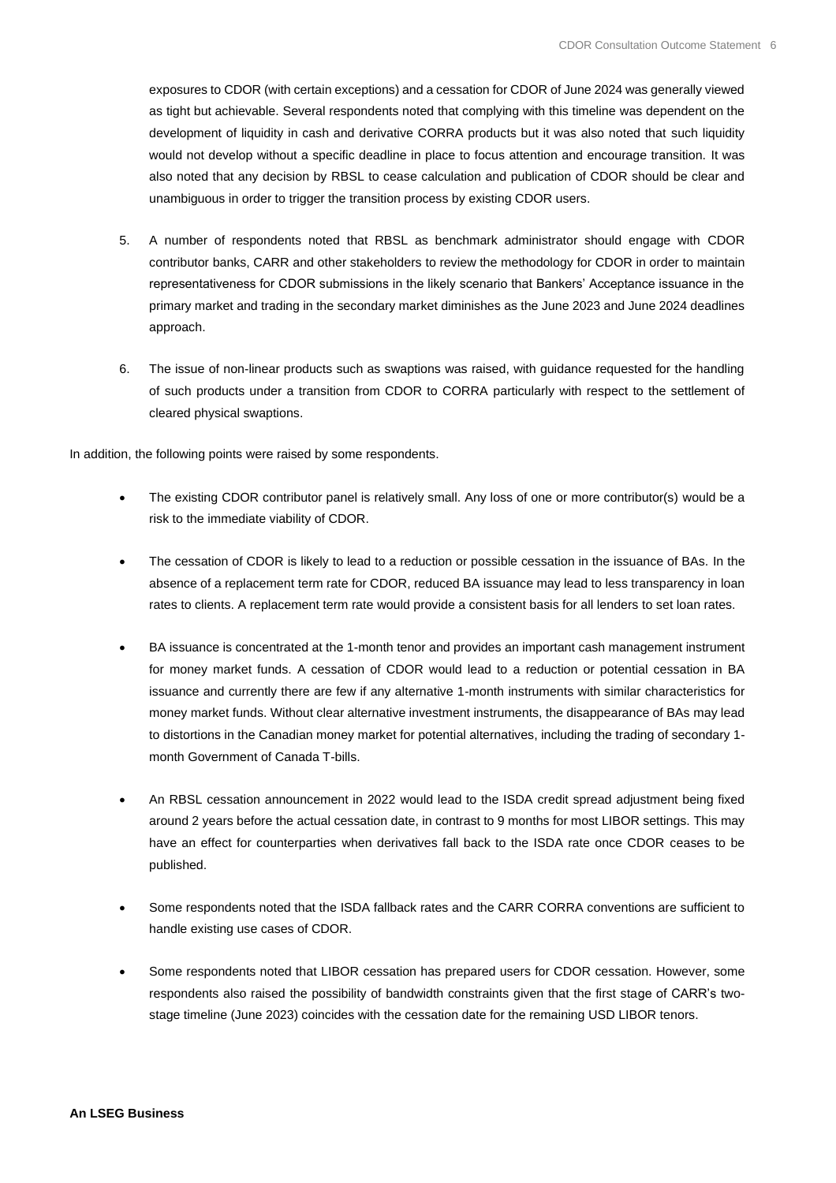exposures to CDOR (with certain exceptions) and a cessation for CDOR of June 2024 was generally viewed as tight but achievable. Several respondents noted that complying with this timeline was dependent on the development of liquidity in cash and derivative CORRA products but it was also noted that such liquidity would not develop without a specific deadline in place to focus attention and encourage transition. It was also noted that any decision by RBSL to cease calculation and publication of CDOR should be clear and unambiguous in order to trigger the transition process by existing CDOR users.

5. A number of respondents noted that RBSL as benchmark administrator should engage with CDOR contributor banks, CARR and other stakeholders to review the methodology for CDOR in order to maintain representativeness for CDOR submissions in the likely scenario that Bankers' Acceptance issuance in the primary market and trading in the secondary market diminishes as the June 2023 and June 2024 deadlines approach.

6. The issue of non-linear products such as swaptions was raised, with guidance requested for the handling of such products under a transition from CDOR to CORRA particularly with respect to the settlement of cleared physical swaptions.

In addition, the following points were raised by some respondents.

- The existing CDOR contributor panel is relatively small. Any loss of one or more contributor(s) would be a risk to the immediate viability of CDOR.

- The cessation of CDOR is likely to lead to a reduction or possible cessation in the issuance of BAs. In the absence of a replacement term rate for CDOR, reduced BA issuance may lead to less transparency in loan rates to clients. A replacement term rate would provide a consistent basis for all lenders to set loan rates.

- BA issuance is concentrated at the 1-month tenor and provides an important cash management instrument for money market funds. A cessation of CDOR would lead to a reduction or potential cessation in BA issuance and currently there are few if any alternative 1-month instruments with similar characteristics for money market funds. Without clear alternative investment instruments, the disappearance of BAs may lead to distortions in the Canadian money market for potential alternatives, including the trading of secondary 1-month Government of Canada T-bills.

- An RBSL cessation announcement in 2022 would lead to the ISDA credit spread adjustment being fixed around 2 years before the actual cessation date, in contrast to 9 months for most LIBOR settings. This may have an effect for counterparties when derivatives fall back to the ISDA rate once CDOR ceases to be published.

- Some respondents noted that the ISDA fallback rates and the CARR CORRA conventions are sufficient to handle existing use cases of CDOR.

- Some respondents noted that LIBOR cessation has prepared users for CDOR cessation. However, some respondents also raised the possibility of bandwidth constraints given that the first stage of CARR's two-stage timeline (June 2023) coincides with the cessation date for the remaining USD LIBOR tenors.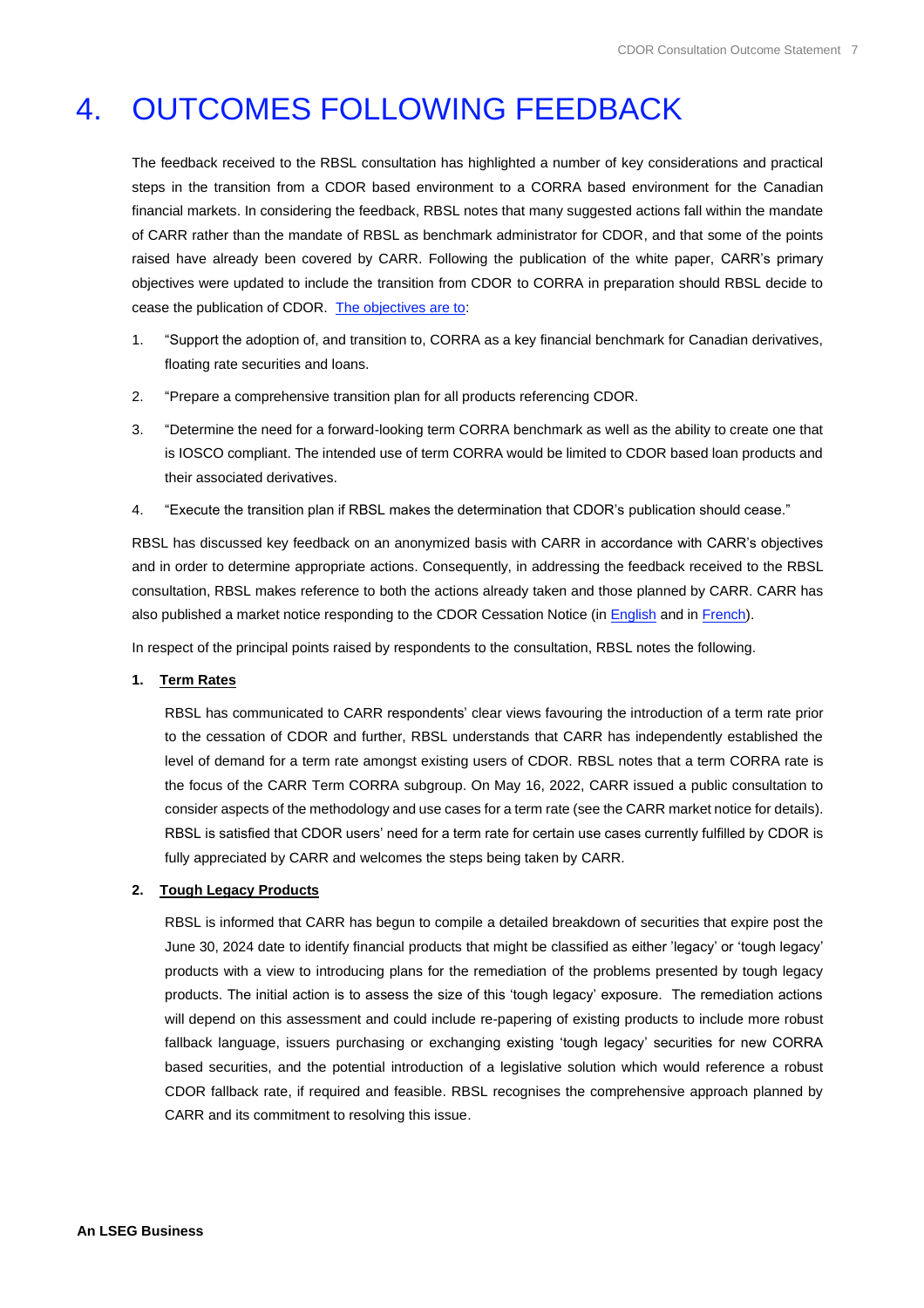# 4. OUTCOMES FOLLOWING FEEDBACK

The feedback received to the RBSL consultation has highlighted a number of key considerations and practical steps in the transition from a CDOR based environment to a CORRA based environment for the Canadian financial markets. In considering the feedback, RBSL notes that many suggested actions fall within the mandate of CARR rather than the mandate of RBSL as benchmark administrator for CDOR, and that some of the points raised have already been covered by CARR. Following the publication of the white paper, CARR's primary objectives were updated to include the transition from CDOR to CORRA in preparation should RBSL decide to cease the publication of CDOR. The objectives are to:

1. "Support the adoption of, and transition to, CORRA as a key financial benchmark for Canadian derivatives, floating rate securities and loans.
2. "Prepare a comprehensive transition plan for all products referencing CDOR.
3. "Determine the need for a forward-looking term CORRA benchmark as well as the ability to create one that is IOSCO compliant. The intended use of term CORRA would be limited to CDOR based loan products and their associated derivatives.
4. "Execute the transition plan if RBSL makes the determination that CDOR's publication should cease."

RBSL has discussed key feedback on an anonymized basis with CARR in accordance with CARR's objectives and in order to determine appropriate actions. Consequently, in addressing the feedback received to the RBSL consultation, RBSL makes reference to both the actions already taken and those planned by CARR. CARR has also published a market notice responding to the CDOR Cessation Notice (in English and in French).

In respect of the principal points raised by respondents to the consultation, RBSL notes the following.

**1. Term Rates**

RBSL has communicated to CARR respondents' clear views favouring the introduction of a term rate prior to the cessation of CDOR and further, RBSL understands that CARR has independently established the level of demand for a term rate amongst existing users of CDOR. RBSL notes that a term CORRA rate is the focus of the CARR Term CORRA subgroup. On May 16, 2022, CARR issued a public consultation to consider aspects of the methodology and use cases for a term rate (see the CARR market notice for details). RBSL is satisfied that CDOR users' need for a term rate for certain use cases currently fulfilled by CDOR is fully appreciated by CARR and welcomes the steps being taken by CARR.

**2. Tough Legacy Products**

RBSL is informed that CARR has begun to compile a detailed breakdown of securities that expire post the June 30, 2024 date to identify financial products that might be classified as either 'legacy' or 'tough legacy' products with a view to introducing plans for the remediation of the problems presented by tough legacy products. The initial action is to assess the size of this 'tough legacy' exposure. The remediation actions will depend on this assessment and could include re-papering of existing products to include more robust fallback language, issuers purchasing or exchanging existing 'tough legacy' securities for new CORRA based securities, and the potential introduction of a legislative solution which would reference a robust CDOR fallback rate, if required and feasible. RBSL recognises the comprehensive approach planned by CARR and its commitment to resolving this issue.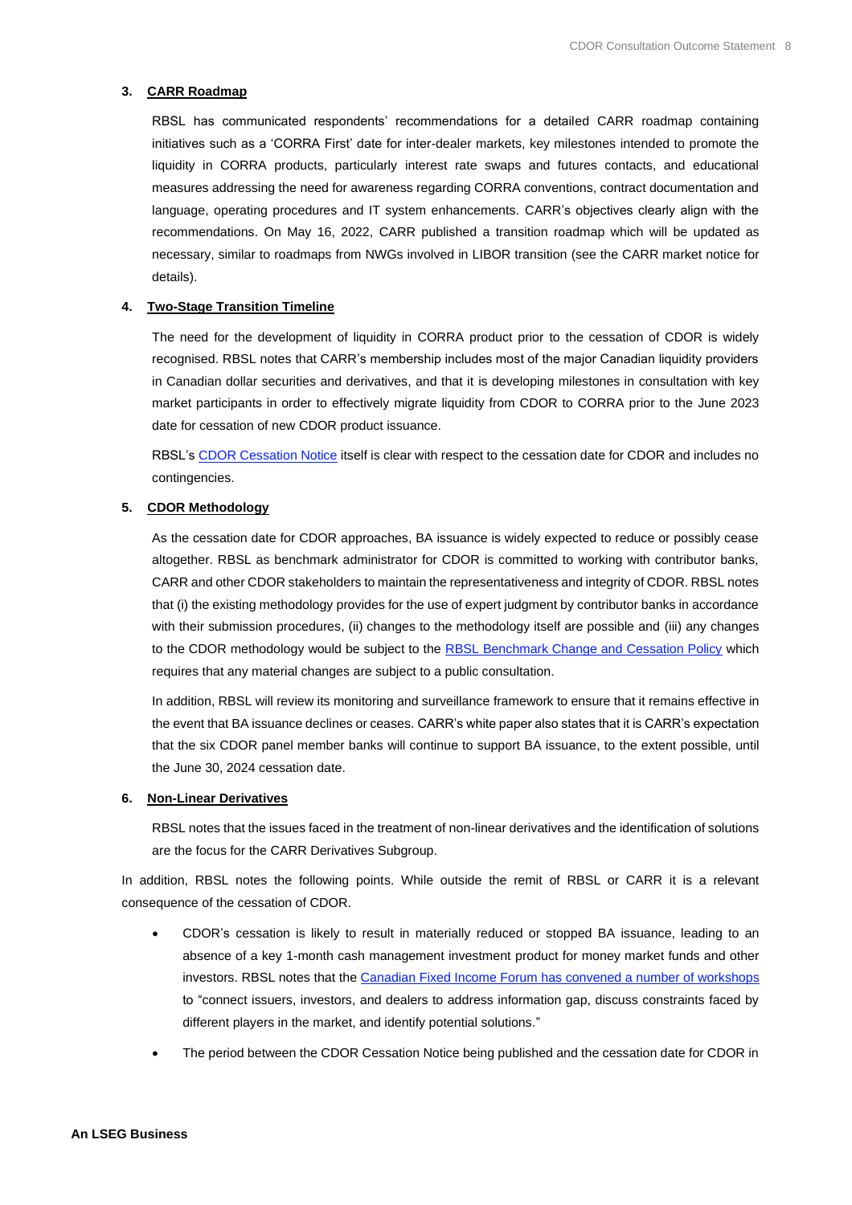3. **CARR Roadmap**

   RBSL has communicated respondents' recommendations for a detailed CARR roadmap containing initiatives such as a 'CORRA First' date for inter-dealer markets, key milestones intended to promote the liquidity in CORRA products, particularly interest rate swaps and futures contacts, and educational measures addressing the need for awareness regarding CORRA conventions, contract documentation and language, operating procedures and IT system enhancements. CARR's objectives clearly align with the recommendations. On May 16, 2022, CARR published a transition roadmap which will be updated as necessary, similar to roadmaps from NWGs involved in LIBOR transition (see the CARR market notice for details).

4. **Two-Stage Transition Timeline**

   The need for the development of liquidity in CORRA product prior to the cessation of CDOR is widely recognised. RBSL notes that CARR's membership includes most of the major Canadian liquidity providers in Canadian dollar securities and derivatives, and that it is developing milestones in consultation with key market participants in order to effectively migrate liquidity from CDOR to CORRA prior to the June 2023 date for cessation of new CDOR product issuance.

   RBSL's CDOR Cessation Notice itself is clear with respect to the cessation date for CDOR and includes no contingencies.

5. **CDOR Methodology**

   As the cessation date for CDOR approaches, BA issuance is widely expected to reduce or possibly cease altogether. RBSL as benchmark administrator for CDOR is committed to working with contributor banks, CARR and other CDOR stakeholders to maintain the representativeness and integrity of CDOR. RBSL notes that (i) the existing methodology provides for the use of expert judgment by contributor banks in accordance with their submission procedures, (ii) changes to the methodology itself are possible and (iii) any changes to the CDOR methodology would be subject to the RBSL Benchmark Change and Cessation Policy which requires that any material changes are subject to a public consultation.

   In addition, RBSL will review its monitoring and surveillance framework to ensure that it remains effective in the event that BA issuance declines or ceases. CARR's white paper also states that it is CARR's expectation that the six CDOR panel member banks will continue to support BA issuance, to the extent possible, until the June 30, 2024 cessation date.

6. **Non-Linear Derivatives**

   RBSL notes that the issues faced in the treatment of non-linear derivatives and the identification of solutions are the focus for the CARR Derivatives Subgroup.

In addition, RBSL notes the following points. While outside the remit of RBSL or CARR it is a relevant consequence of the cessation of CDOR.

- CDOR's cessation is likely to result in materially reduced or stopped BA issuance, leading to an absence of a key 1-month cash management investment product for money market funds and other investors. RBSL notes that the Canadian Fixed Income Forum has convened a number of workshops to "connect issuers, investors, and dealers to address information gap, discuss constraints faced by different players in the market, and identify potential solutions."
- The period between the CDOR Cessation Notice being published and the cessation date for CDOR in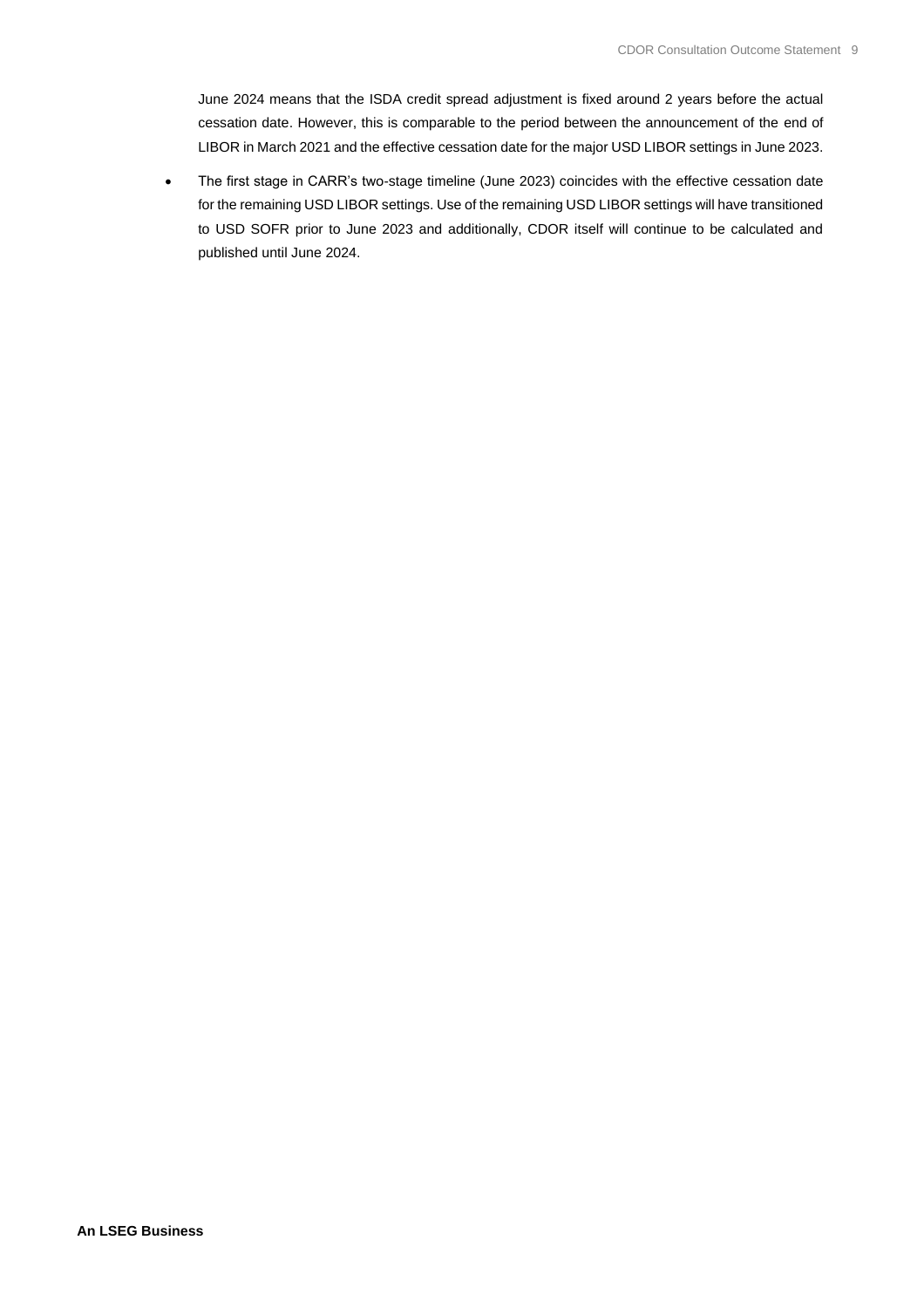June 2024 means that the ISDA credit spread adjustment is fixed around 2 years before the actual cessation date. However, this is comparable to the period between the announcement of the end of LIBOR in March 2021 and the effective cessation date for the major USD LIBOR settings in June 2023.

- The first stage in CARR's two-stage timeline (June 2023) coincides with the effective cessation date for the remaining USD LIBOR settings. Use of the remaining USD LIBOR settings will have transitioned to USD SOFR prior to June 2023 and additionally, CDOR itself will continue to be calculated and published until June 2024.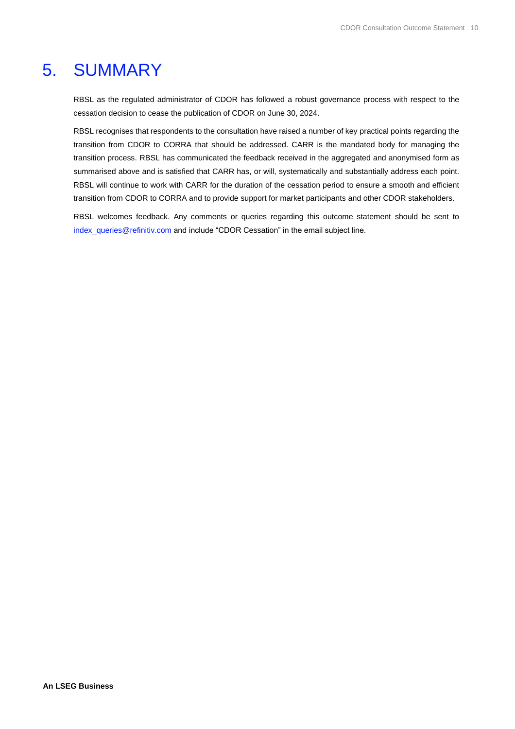# 5. SUMMARY

RBSL as the regulated administrator of CDOR has followed a robust governance process with respect to the cessation decision to cease the publication of CDOR on June 30, 2024.

RBSL recognises that respondents to the consultation have raised a number of key practical points regarding the transition from CDOR to CORRA that should be addressed. CARR is the mandated body for managing the transition process. RBSL has communicated the feedback received in the aggregated and anonymised form as summarised above and is satisfied that CARR has, or will, systematically and substantially address each point. RBSL will continue to work with CARR for the duration of the cessation period to ensure a smooth and efficient transition from CDOR to CORRA and to provide support for market participants and other CDOR stakeholders.

RBSL welcomes feedback. Any comments or queries regarding this outcome statement should be sent to index_queries@refinitiv.com and include "CDOR Cessation" in the email subject line.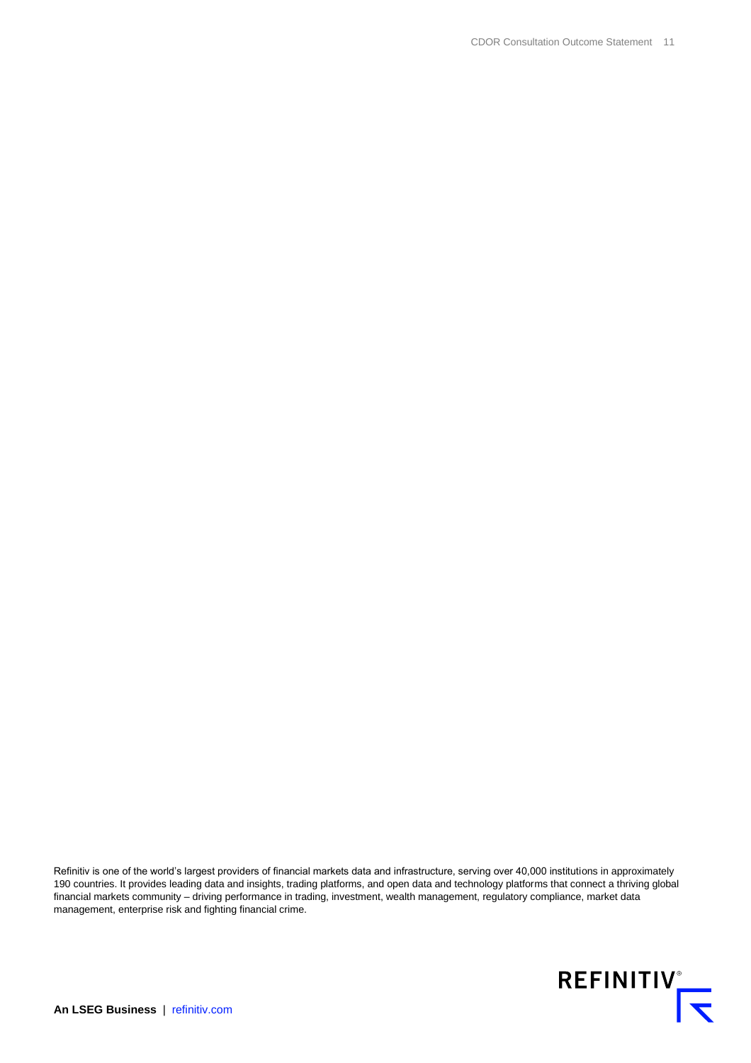Refinitiv is one of the world's largest providers of financial markets data and infrastructure, serving over 40,000 institutions in approximately 190 countries. It provides leading data and insights, trading platforms, and open data and technology platforms that connect a thriving global financial markets community – driving performance in trading, investment, wealth management, regulatory compliance, market data management, enterprise risk and fighting financial crime.

**An LSEG Business** | refinitiv.com

REFINITIV®